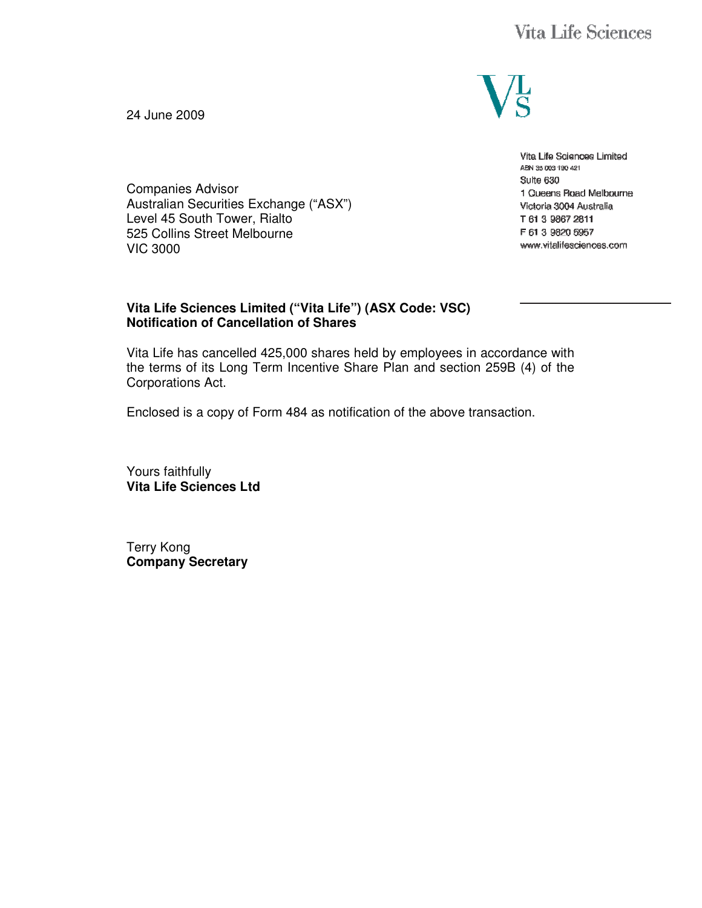Vita Life Sciences

24 June 2009

Vita Life Sciences Limited
ABN 35 003 190 421
Suite 630
1 Queens Road Melbourne
Victoria 3004 Australia
T 61 3 9867 2811
F 61 3 9820 5957
www.vitalifesciences.com

Companies Advisor
Australian Securities Exchange ("ASX")
Level 45 South Tower, Rialto
525 Collins Street Melbourne
VIC 3000

**Vita Life Sciences Limited ("Vita Life") (ASX Code: VSC)**
**Notification of Cancellation of Shares**

Vita Life has cancelled 425,000 shares held by employees in accordance with the terms of its Long Term Incentive Share Plan and section 259B (4) of the Corporations Act.

Enclosed is a copy of Form 484 as notification of the above transaction.

Yours faithfully
**Vita Life Sciences Ltd**

Terry Kong
**Company Secretary**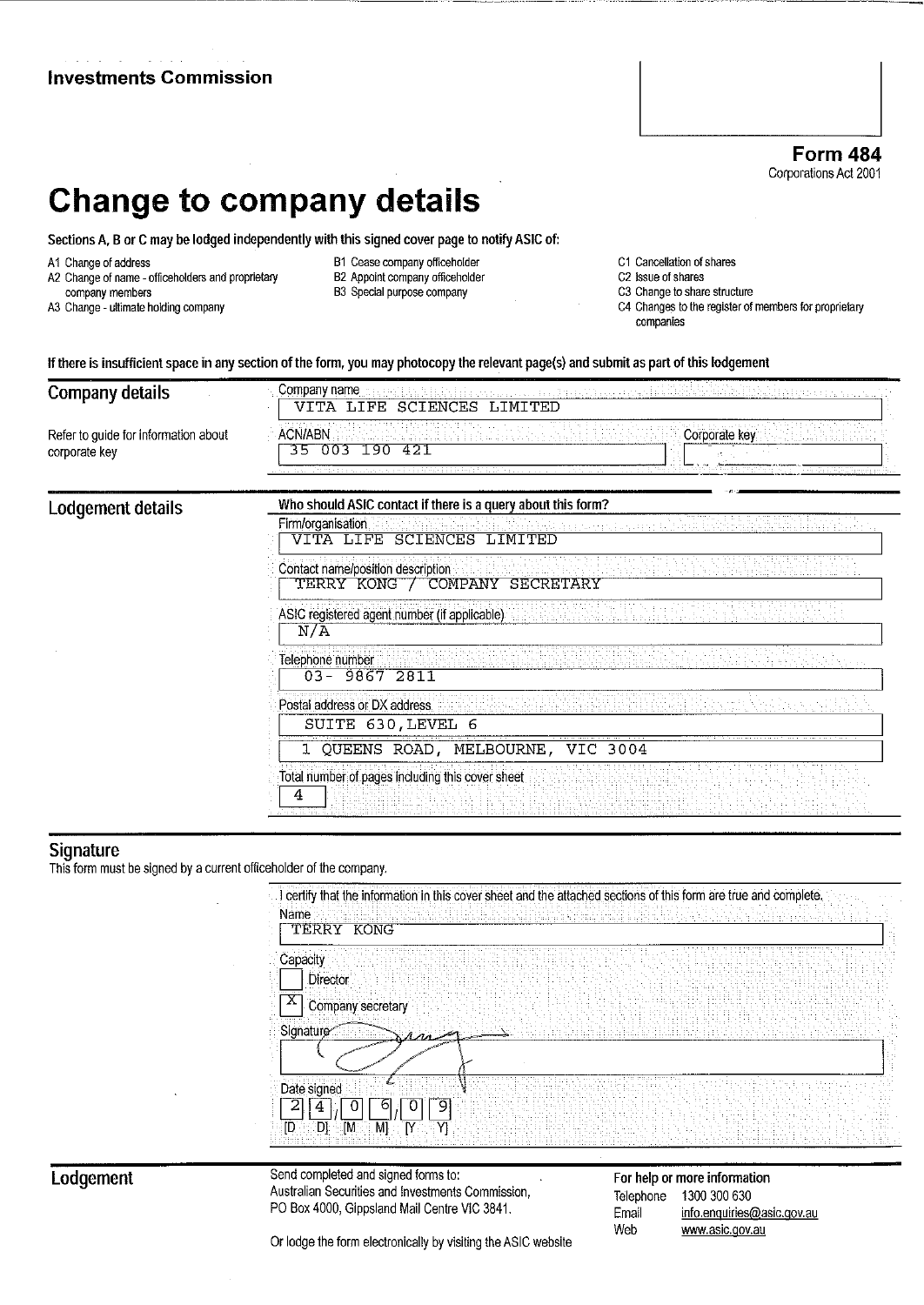**Investments Commission**

**Form 484**
Corporations Act 2001

# Change to company details

**Sections A, B or C may be lodged independently with this signed cover page to notify ASIC of:**

- A1 Change of address
- A2 Change of name - officeholders and proprietary company members
- A3 Change - ultimate holding company
- B1 Cease company officeholder
- B2 Appoint company officeholder
- B3 Special purpose company
- C1 Cancellation of shares
- C2 Issue of shares
- C3 Change to share structure
- C4 Changes to the register of members for proprietary companies

**If there is insufficient space in any section of the form, you may photocopy the relevant page(s) and submit as part of this lodgement**

## Company details

Refer to guide for information about corporate key

Company name: VITA LIFE SCIENCES LIMITED

ACN/ABN: 35 003 190 421

Corporate key:

## Lodgement details

**Who should ASIC contact if there is a query about this form?**

Firm/organisation: VITA LIFE SCIENCES LIMITED

Contact name/position description: TERRY KONG / COMPANY SECRETARY

ASIC registered agent number (if applicable): N/A

Telephone number: 03- 9867 2811

Postal address or DX address:
SUITE 630,LEVEL 6
1 QUEENS ROAD, MELBOURNE, VIC 3004

Total number of pages including this cover sheet: 4

## Signature

This form must be signed by a current officeholder of the company.

I certify that the information in this cover sheet and the attached sections of this form are true and complete.

Name: TERRY KONG

Capacity
- [ ] Director
- [X] Company secretary

Signature: [signature]

Date signed: 24/06/09 [D D] [M M] [Y Y]

## Lodgement

Send completed and signed forms to:
Australian Securities and Investments Commission,
PO Box 4000, Gippsland Mail Centre VIC 3841.

Or lodge the form electronically by visiting the ASIC website

**For help or more information**
Telephone 1300 300 630
Email info.enquiries@asic.gov.au
Web www.asic.gov.au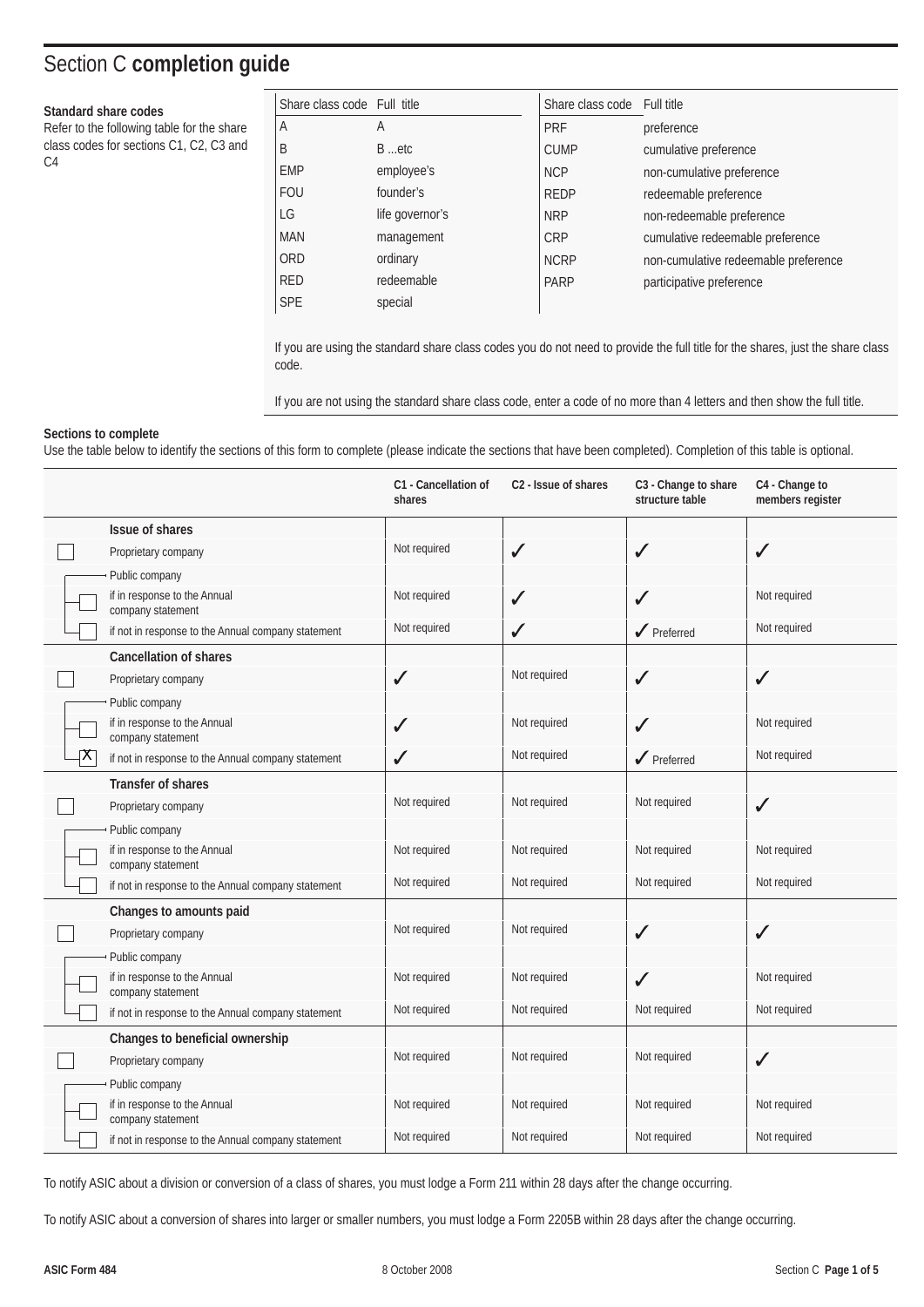# Section C **completion guide**

**Standard share codes**
Refer to the following table for the share class codes for sections C1, C2, C3 and C4

| Share class code | Full title | Share class code | Full title |
|---|---|---|---|
| A | A | PRF | preference |
| B | B ...etc | CUMP | cumulative preference |
| EMP | employee's | NCP | non-cumulative preference |
| FOU | founder's | REDP | redeemable preference |
| LG | life governor's | NRP | non-redeemable preference |
| MAN | management | CRP | cumulative redeemable preference |
| ORD | ordinary | NCRP | non-cumulative redeemable preference |
| RED | redeemable | PARP | participative preference |
| SPE | special | | |

If you are using the standard share class codes you do not need to provide the full title for the shares, just the share class code.

If you are not using the standard share class code, enter a code of no more than 4 letters and then show the full title.

**Sections to complete**
Use the table below to identify the sections of this form to complete (please indicate the sections that have been completed). Completion of this table is optional.

| | | C1 - Cancellation of shares | C2 - Issue of shares | C3 - Change to share structure table | C4 - Change to members register |
|---|---|---|---|---|---|
| | **Issue of shares** | | | | |
| ☐ | Proprietary company | Not required | ✓ | ✓ | ✓ |
| | Public company | | | | |
| ☐ | if in response to the Annual company statement | Not required | ✓ | ✓ | Not required |
| ☐ | if not in response to the Annual company statement | Not required | ✓ | ✓ Preferred | Not required |
| | **Cancellation of shares** | | | | |
| ☐ | Proprietary company | ✓ | Not required | ✓ | ✓ |
| | Public company | | | | |
| ☐ | if in response to the Annual company statement | ✓ | Not required | ✓ | Not required |
| ☒ | if not in response to the Annual company statement | ✓ | Not required | ✓ Preferred | Not required |
| | **Transfer of shares** | | | | |
| ☐ | Proprietary company | Not required | Not required | Not required | ✓ |
| | Public company | | | | |
| ☐ | if in response to the Annual company statement | Not required | Not required | Not required | Not required |
| ☐ | if not in response to the Annual company statement | Not required | Not required | Not required | Not required |
| | **Changes to amounts paid** | | | | |
| ☐ | Proprietary company | Not required | Not required | ✓ | ✓ |
| | Public company | | | | |
| ☐ | if in response to the Annual company statement | Not required | Not required | ✓ | Not required |
| ☐ | if not in response to the Annual company statement | Not required | Not required | Not required | Not required |
| | **Changes to beneficial ownership** | | | | |
| ☐ | Proprietary company | Not required | Not required | Not required | ✓ |
| | Public company | | | | |
| ☐ | if in response to the Annual company statement | Not required | Not required | Not required | Not required |
| ☐ | if not in response to the Annual company statement | Not required | Not required | Not required | Not required |

To notify ASIC about a division or conversion of a class of shares, you must lodge a Form 211 within 28 days after the change occurring.

To notify ASIC about a conversion of shares into larger or smaller numbers, you must lodge a Form 2205B within 28 days after the change occurring.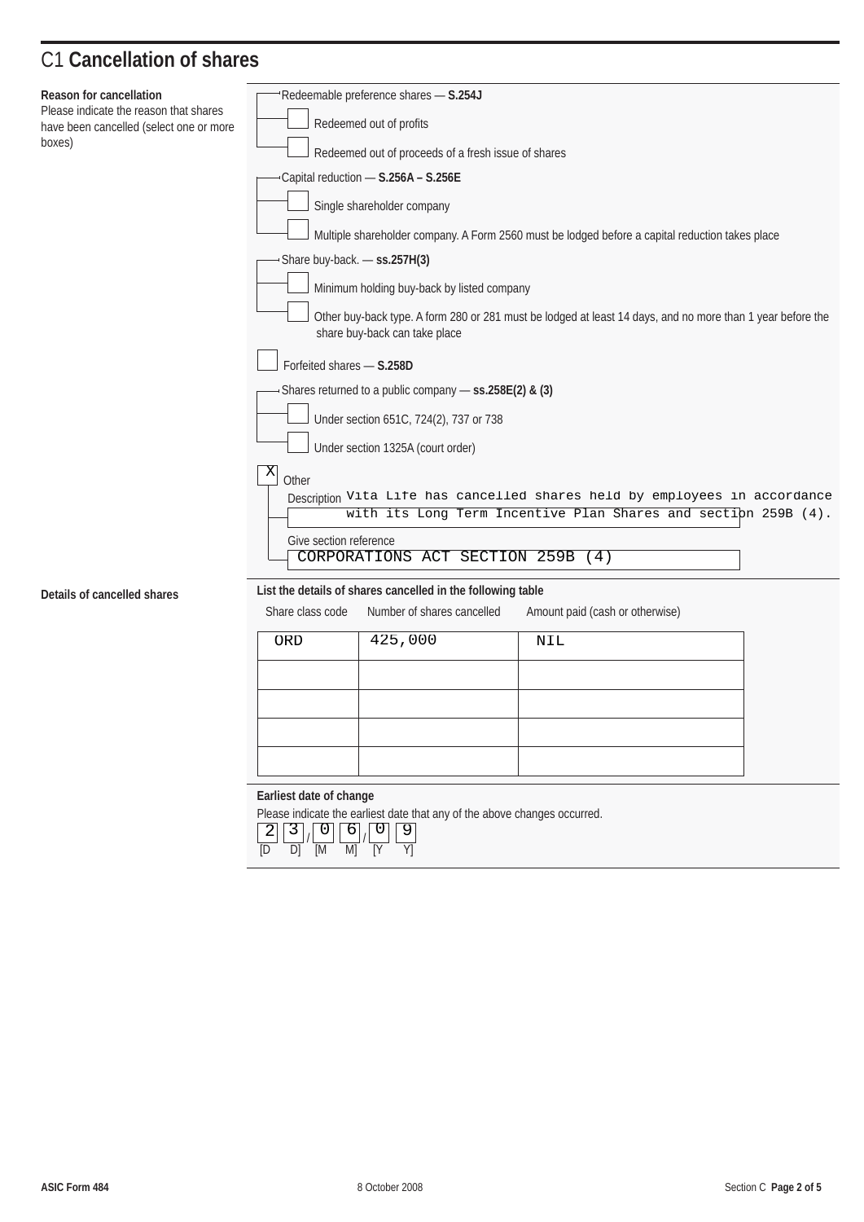# C1 **Cancellation of shares**

**Reason for cancellation**
Please indicate the reason that shares have been cancelled (select one or more boxes)

Redeemable preference shares — **S.254J**

- [ ] Redeemed out of profits
- [ ] Redeemed out of proceeds of a fresh issue of shares

Capital reduction — **S.256A – S.256E**

- [ ] Single shareholder company
- [ ] Multiple shareholder company. A Form 2560 must be lodged before a capital reduction takes place

Share buy-back. — **ss.257H(3)**

- [ ] Minimum holding buy-back by listed company
- [ ] Other buy-back type. A form 280 or 281 must be lodged at least 14 days, and no more than 1 year before the share buy-back can take place

- [ ] Forfeited shares — **S.258D**

Shares returned to a public company — **ss.258E(2) & (3)**

- [ ] Under section 651C, 724(2), 737 or 738
- [ ] Under section 1325A (court order)

- [x] Other

Description: Vita Life has cancelled shares held by employees in accordance with its Long Term Incentive Plan Shares and section 259B (4).

Give section reference: CORPORATIONS ACT SECTION 259B (4)

**Details of cancelled shares**

**List the details of shares cancelled in the following table**

| Share class code | Number of shares cancelled | Amount paid (cash or otherwise) |
|---|---|---|
| ORD | 425,000 | NIL |
| | | |
| | | |
| | | |
| | | |

**Earliest date of change**
Please indicate the earliest date that any of the above changes occurred.

23/06/09
[D D] [M M] [Y Y]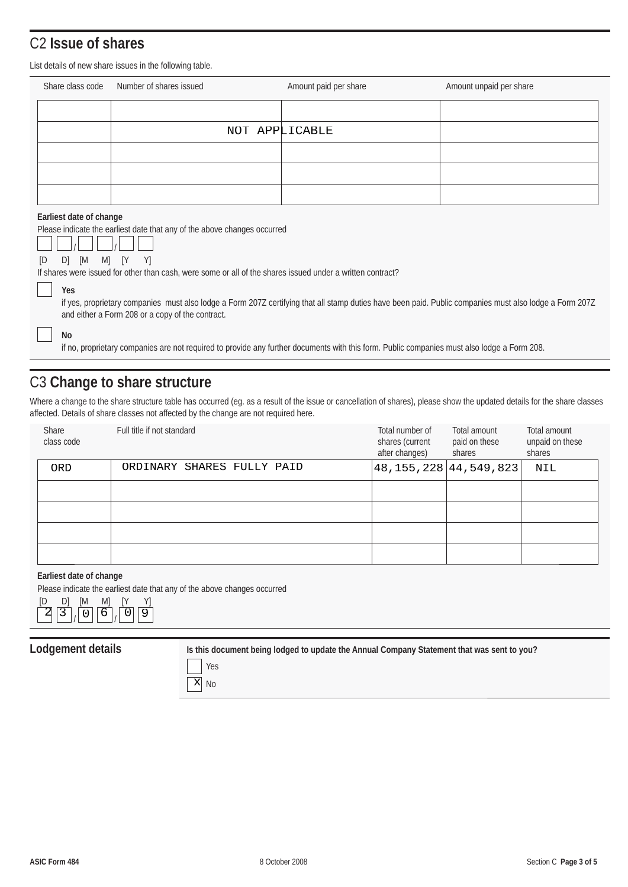## C2 Issue of shares

List details of new share issues in the following table.

| Share class code | Number of shares issued | Amount paid per share | Amount unpaid per share |
|---|---|---|---|
| | | | |
| | NOT APPLICABLE | | |
| | | | |
| | | | |
| | | | |

**Earliest date of change**

Please indicate the earliest date that any of the above changes occurred

[D D] / [M M] / [Y Y]

If shares were issued for other than cash, were some or all of the shares issued under a written contract?

☐ **Yes**

if yes, proprietary companies must also lodge a Form 207Z certifying that all stamp duties have been paid. Public companies must also lodge a Form 207Z and either a Form 208 or a copy of the contract.

☐ **No**

if no, proprietary companies are not required to provide any further documents with this form. Public companies must also lodge a Form 208.

## C3 Change to share structure

Where a change to the share structure table has occurred (eg. as a result of the issue or cancellation of shares), please show the updated details for the share classes affected. Details of share classes not affected by the change are not required here.

| Share class code | Full title if not standard | Total number of shares (current after changes) | Total amount paid on these shares | Total amount unpaid on these shares |
|---|---|---|---|---|
| ORD | ORDINARY SHARES FULLY PAID | 48,155,228 | 44,549,823 | NIL |
| | | | | |
| | | | | |
| | | | | |
| | | | | |

**Earliest date of change**

Please indicate the earliest date that any of the above changes occurred

[D D] [M M] [Y Y]
23 / 06 / 09

## Lodgement details

**Is this document being lodged to update the Annual Company Statement that was sent to you?**

☐ Yes

☒ No